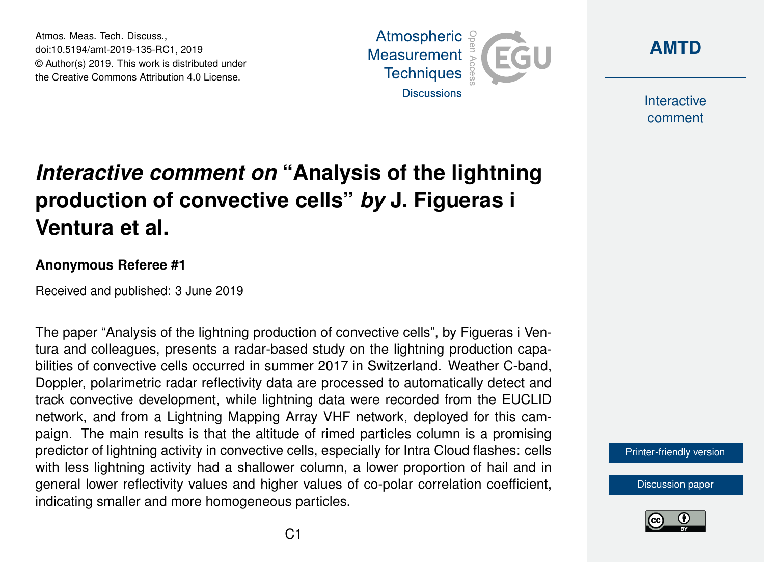# *Interactive comment on* "Analysis of the lightning production of convective cells" *by* J. Figueras i Ventura et al.

**Anonymous Referee #1**

Received and published: 3 June 2019

The paper "Analysis of the lightning production of convective cells", by Figueras i Ventura and colleagues, presents a radar-based study on the lightning production capabilities of convective cells occurred in summer 2017 in Switzerland. Weather C-band, Doppler, polarimetric radar reflectivity data are processed to automatically detect and track convective development, while lightning data were recorded from the EUCLID network, and from a Lightning Mapping Array VHF network, deployed for this campaign. The main results is that the altitude of rimed particles column is a promising predictor of lightning activity in convective cells, especially for Intra Cloud flashes: cells with less lightning activity had a shallower column, a lower proportion of hail and in general lower reflectivity values and higher values of co-polar correlation coefficient, indicating smaller and more homogeneous particles.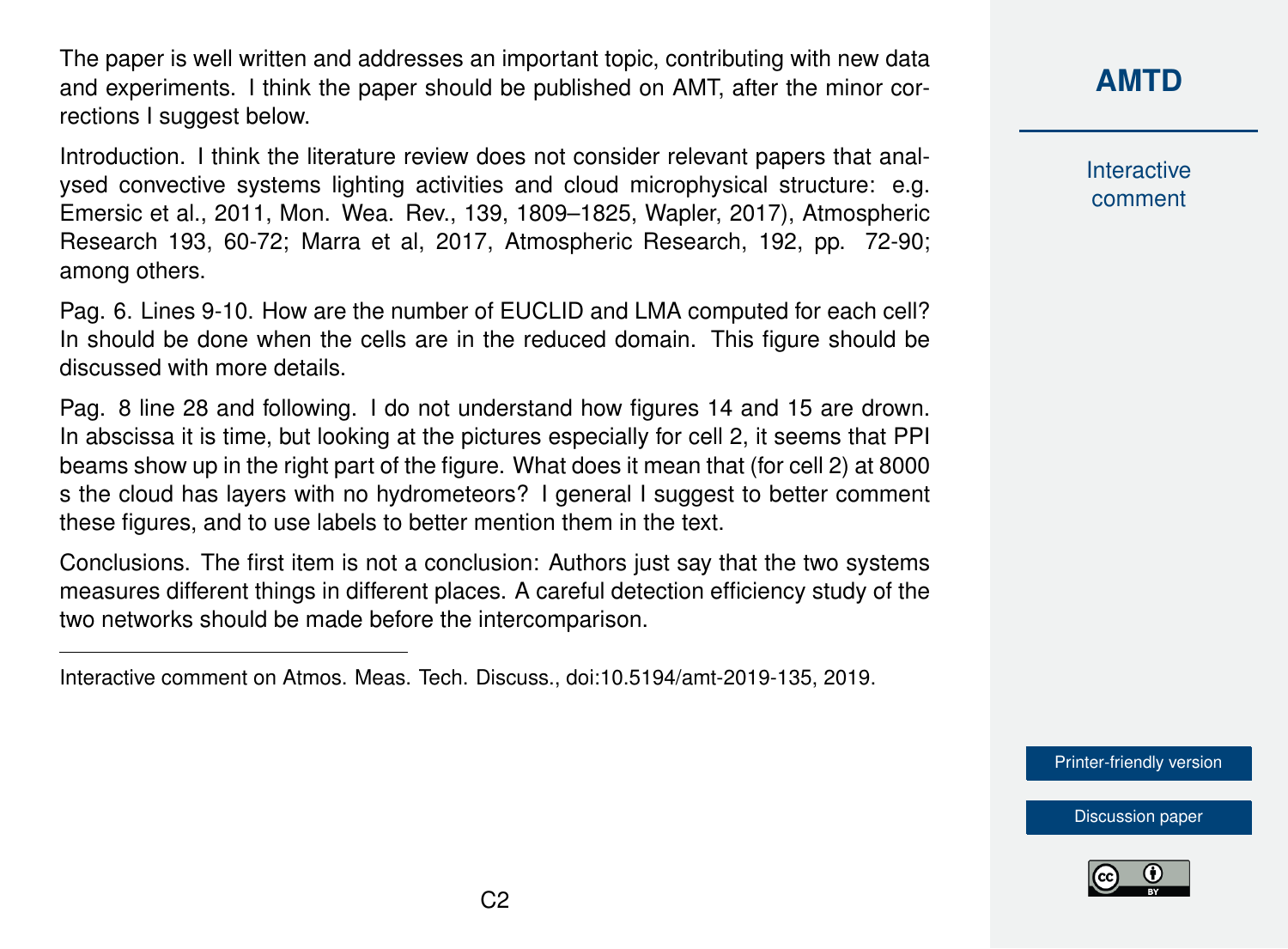The paper is well written and addresses an important topic, contributing with new data and experiments. I think the paper should be published on AMT, after the minor corrections I suggest below.

Introduction. I think the literature review does not consider relevant papers that analysed convective systems lighting activities and cloud microphysical structure: e.g. Emersic et al., 2011, Mon. Wea. Rev., 139, 1809–1825, Wapler, 2017), Atmospheric Research 193, 60-72; Marra et al, 2017, Atmospheric Research, 192, pp. 72-90; among others.

Pag. 6. Lines 9-10. How are the number of EUCLID and LMA computed for each cell? In should be done when the cells are in the reduced domain. This figure should be discussed with more details.

Pag. 8 line 28 and following. I do not understand how figures 14 and 15 are drown. In abscissa it is time, but looking at the pictures especially for cell 2, it seems that PPI beams show up in the right part of the figure. What does it mean that (for cell 2) at 8000 s the cloud has layers with no hydrometeors? I general I suggest to better comment these figures, and to use labels to better mention them in the text.

Conclusions. The first item is not a conclusion: Authors just say that the two systems measures different things in different places. A careful detection efficiency study of the two networks should be made before the intercomparison.

---

Interactive comment on Atmos. Meas. Tech. Discuss., doi:10.5194/amt-2019-135, 2019.